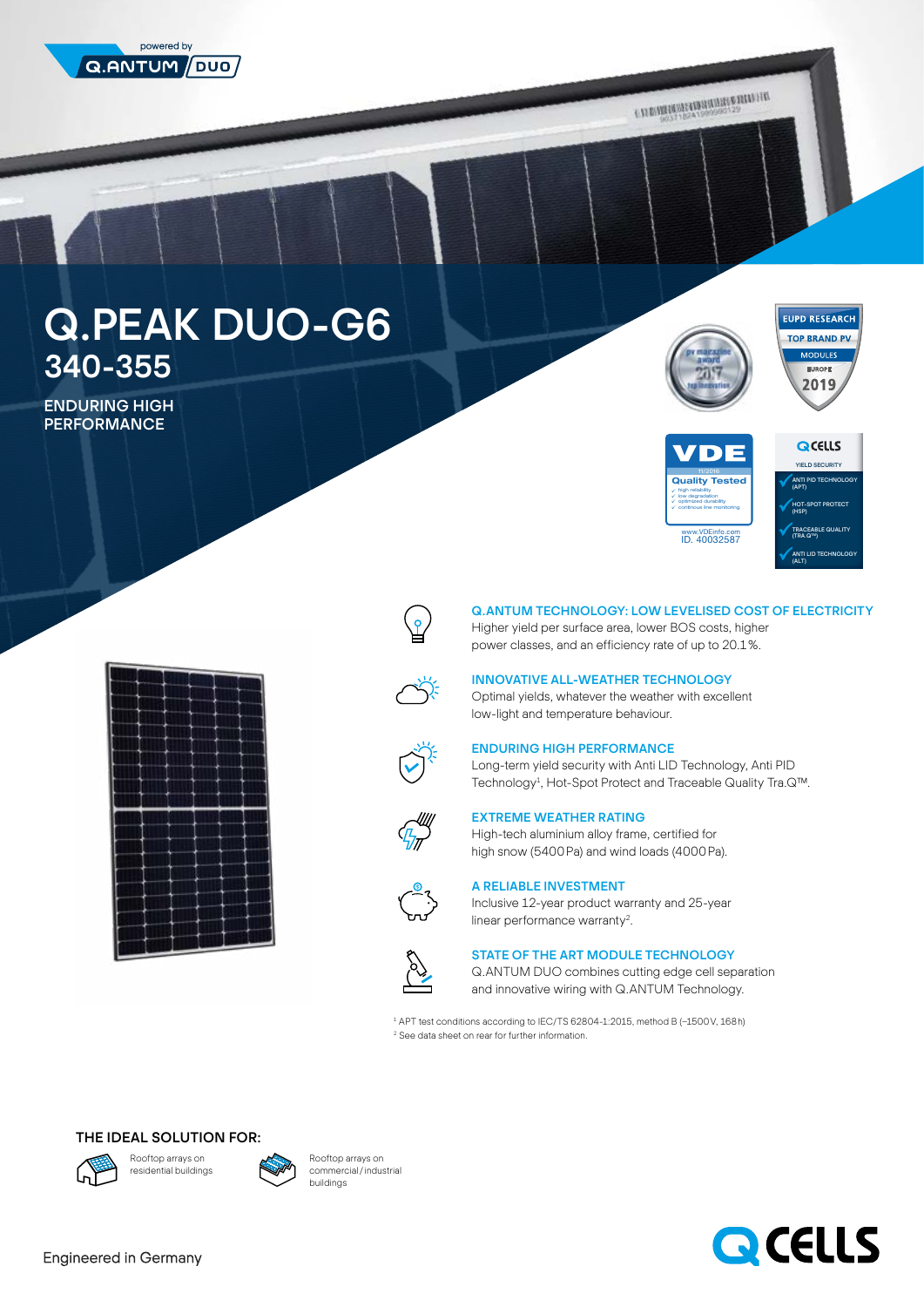powered by Q.ANTUM DUO

# Q.PEAK DUO-G6

## 340-355

ENDURING HIGH PERFORMANCE

EUPD RESEARCH TOP BRAND PV MODULES EUROPE 2019

pv magazine award 2017 top innovation

VDE Quality Tested 11/2016
- high reliability
- low degradation
- optimized durability
- continuous line monitoring

www.VDEinfo.com ID. 40032587

Q CELLS YIELD SECURITY
- ANTI PID TECHNOLOGY (APT)
- HOT-SPOT PROTECT (HSP)
- TRACEABLE QUALITY (TRA.Q™)
- ANTI LID TECHNOLOGY (ALT)

### Q.ANTUM TECHNOLOGY: LOW LEVELISED COST OF ELECTRICITY

Higher yield per surface area, lower BOS costs, higher power classes, and an efficiency rate of up to 20.1%.

### INNOVATIVE ALL-WEATHER TECHNOLOGY

Optimal yields, whatever the weather with excellent low-light and temperature behaviour.

### ENDURING HIGH PERFORMANCE

Long-term yield security with Anti LID Technology, Anti PID Technology[1], Hot-Spot Protect and Traceable Quality Tra.Q™.

### EXTREME WEATHER RATING

High-tech aluminium alloy frame, certified for high snow (5400 Pa) and wind loads (4000 Pa).

### A RELIABLE INVESTMENT

Inclusive 12-year product warranty and 25-year linear performance warranty[2].

### STATE OF THE ART MODULE TECHNOLOGY

Q.ANTUM DUO combines cutting edge cell separation and innovative wiring with Q.ANTUM Technology.

[1] APT test conditions according to IEC/TS 62804-1:2015, method B (−1500 V, 168 h)
[2] See data sheet on rear for further information.

### THE IDEAL SOLUTION FOR:

- Rooftop arrays on residential buildings
- Rooftop arrays on commercial / industrial buildings

Engineered in Germany

Q CELLS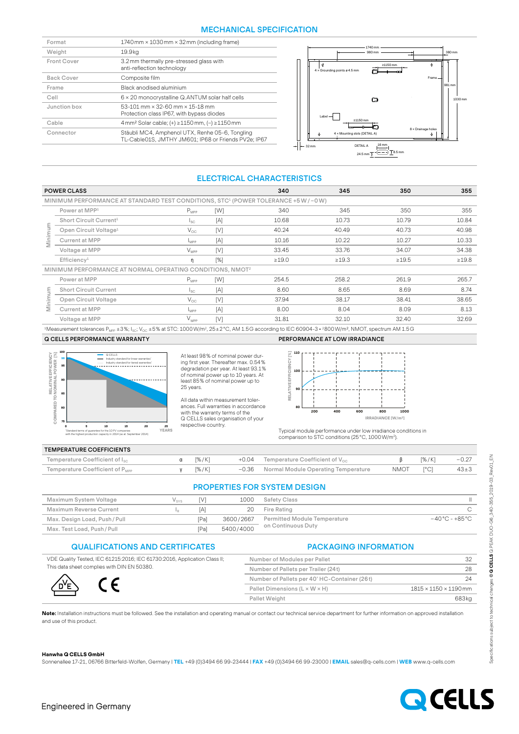## MECHANICAL SPECIFICATION

| | |
|---|---|
| Format | 1740 mm × 1030 mm × 32 mm (including frame) |
| Weight | 19.9 kg |
| Front Cover | 3.2 mm thermally pre-stressed glass with anti-reflection technology |
| Back Cover | Composite film |
| Frame | Black anodised aluminium |
| Cell | 6 × 20 monocrystalline Q.ANTUM solar half cells |
| Junction box | 53-101 mm × 32-60 mm × 15-18 mm Protection class IP67, with bypass diodes |
| Cable | 4 mm² Solar cable; (+) ≥1150 mm, (−) ≥1150 mm |
| Connector | Stäubli MC4, Amphenol UTX, Renhe 05-6, Tongling TL-Cable01S, JMTHY JM601; IP68 or Friends PV2e; IP67 |

1740 mm
980 mm
380 mm
4 × Grounding points ø 4.5 mm
≥1150 mm
Frame
981 mm
1030 mm
Label
≥1150 mm
8 × Drainage holes
4 × Mounting slots (DETAIL A)
32 mm
DETAIL A
16 mm
24.5 mm
8.5 mm

## ELECTRICAL CHARACTERISTICS

| POWER CLASS | | | | 340 | 345 | 350 | 355 |
|---|---|---|---|---|---|---|---|
| MINIMUM PERFORMANCE AT STANDARD TEST CONDITIONS, STC[1] (POWER TOLERANCE +5 W / −0 W) | | | | | | | |
| Minimum | Power at MPP[1] | $P_{MPP}$ | [W] | 340 | 345 | 350 | 355 |
| | Short Circuit Current[1] | $I_{SC}$ | [A] | 10.68 | 10.73 | 10.79 | 10.84 |
| | Open Circuit Voltage[1] | $V_{OC}$ | [V] | 40.24 | 40.49 | 40.73 | 40.98 |
| | Current at MPP | $I_{MPP}$ | [A] | 10.16 | 10.22 | 10.27 | 10.33 |
| | Voltage at MPP | $V_{MPP}$ | [V] | 33.45 | 33.76 | 34.07 | 34.38 |
| | Efficiency[1] | η | [%] | ≥19.0 | ≥19.3 | ≥19.5 | ≥19.8 |
| MINIMUM PERFORMANCE AT NORMAL OPERATING CONDITIONS, NMOT[2] | | | | | | | |
| Minimum | Power at MPP | $P_{MPP}$ | [W] | 254.5 | 258.2 | 261.9 | 265.7 |
| | Short Circuit Current | $I_{SC}$ | [A] | 8.60 | 8.65 | 8.69 | 8.74 |
| | Open Circuit Voltage | $V_{OC}$ | [V] | 37.94 | 38.17 | 38.41 | 38.65 |
| | Current at MPP | $I_{MPP}$ | [A] | 8.00 | 8.04 | 8.09 | 8.13 |
| | Voltage at MPP | $V_{MPP}$ | [V] | 31.81 | 32.10 | 32.40 | 32.69 |

[1]Measurement tolerances $P_{MPP}$ ±3%; $I_{SC}$; $V_{OC}$ ±5% at STC: 1000 W/m², 25 ± 2 °C, AM 1.5 G according to IEC 60904-3 • [2]800 W/m², NMOT, spectrum AM 1.5 G

### Q CELLS PERFORMANCE WARRANTY

RELATIVE EFFICIENCY COMPARED TO NOMINAL POWER [%]
100
95
90
85
80
75
0 5 10 15 20 25
YEARS
Q CELLS
Industry standard for linear warranties*
Industry standard for tiered warranties*
*Standard terms of guarantee for the 10 PV companies with the highest production capacity in 2014 (as at: September 2014)

At least 98% of nominal power during first year. Thereafter max. 0.54% degradation per year. At least 93.1% of nominal power up to 10 years. At least 85% of nominal power up to 25 years.

All data within measurement tolerances. Full warranties in accordance with the warranty terms of the Q CELLS sales organisation of your respective country.

### PERFORMANCE AT LOW IRRADIANCE

RELATIVE EFFICIENCY [%]
110
100
90
80
200 400 600 800 1000
IRRADIANCE [W/m²]

Typical module performance under low irradiance conditions in comparison to STC conditions (25 °C, 1000 W/m²).

### TEMPERATURE COEFFICIENTS

| | | | | | | | |
|---|---|---|---|---|---|---|---|
| Temperature Coefficient of $I_{SC}$ | α | [% / K] | +0.04 | Temperature Coefficient of $V_{OC}$ | β | [% / K] | −0.27 |
| Temperature Coefficient of $P_{MPP}$ | γ | [% / K] | −0.36 | Normal Module Operating Temperature | NMOT | [°C] | 43 ± 3 |

## PROPERTIES FOR SYSTEM DESIGN

| | | | | | |
|---|---|---|---|---|---|
| Maximum System Voltage | $V_{SYS}$ | [V] | 1000 | Safety Class | II |
| Maximum Reverse Current | $I_R$ | [A] | 20 | Fire Rating | C |
| Max. Design Load, Push / Pull | | [Pa] | 3600 / 2667 | Permitted Module Temperature on Continuous Duty | −40 °C - +85 °C |
| Max. Test Load, Push / Pull | | [Pa] | 5400 / 4000 | | |

## QUALIFICATIONS AND CERTIFICATES

VDE Quality Tested, IEC 61215:2016; IEC 61730:2016, Application Class II; This data sheet complies with DIN EN 50380.

## PACKAGING INFORMATION

| | |
|---|---|
| Number of Modules per Pallet | 32 |
| Number of Pallets per Trailer (24t) | 28 |
| Number of Pallets per 40' HC-Container (26t) | 24 |
| Pallet Dimensions (L × W × H) | 1815 × 1150 × 1190 mm |
| Pallet Weight | 683 kg |

**Note:** Installation instructions must be followed. See the installation and operating manual or contact our technical service department for further information on approved installation and use of this product.

**Hanwha Q CELLS GmbH**
Sonnenallee 17-21, 06766 Bitterfeld-Wolfen, Germany | **TEL** +49 (0)3494 66 99-23444 | **FAX** +49 (0)3494 66 99-23000 | **EMAIL** sales@q-cells.com | **WEB** www.q-cells.com

Engineered in Germany

Specifications subject to technical changes © Q CELLS Q.PEAK DUO-G6_340-355_2019-03_Rev01_EN